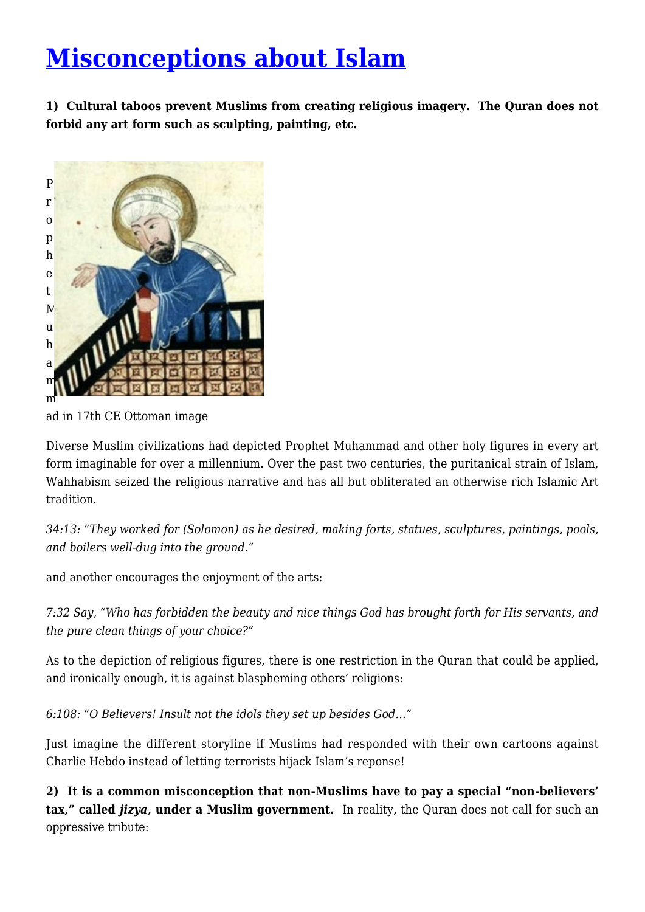# Misconceptions about Islam

**1) Cultural taboos prevent Muslims from creating religious imagery. The Quran does not forbid any art form such as sculpting, painting, etc.**

Prophet Muhammad in 17th CE Ottoman image

Diverse Muslim civilizations had depicted Prophet Muhammad and other holy figures in every art form imaginable for over a millennium. Over the past two centuries, the puritanical strain of Islam, Wahhabism seized the religious narrative and has all but obliterated an otherwise rich Islamic Art tradition.

*34:13: "They worked for (Solomon) as he desired, making forts, statues, sculptures, paintings, pools, and boilers well-dug into the ground."*

and another encourages the enjoyment of the arts:

*7:32 Say, "Who has forbidden the beauty and nice things God has brought forth for His servants, and the pure clean things of your choice?"*

As to the depiction of religious figures, there is one restriction in the Quran that could be applied, and ironically enough, it is against blaspheming others' religions:

*6:108: "O Believers! Insult not the idols they set up besides God…"*

Just imagine the different storyline if Muslims had responded with their own cartoons against Charlie Hebdo instead of letting terrorists hijack Islam's reponse!

**2) It is a common misconception that non-Muslims have to pay a special "non-believers' tax," called *jizya*, under a Muslim government.** In reality, the Quran does not call for such an oppressive tribute: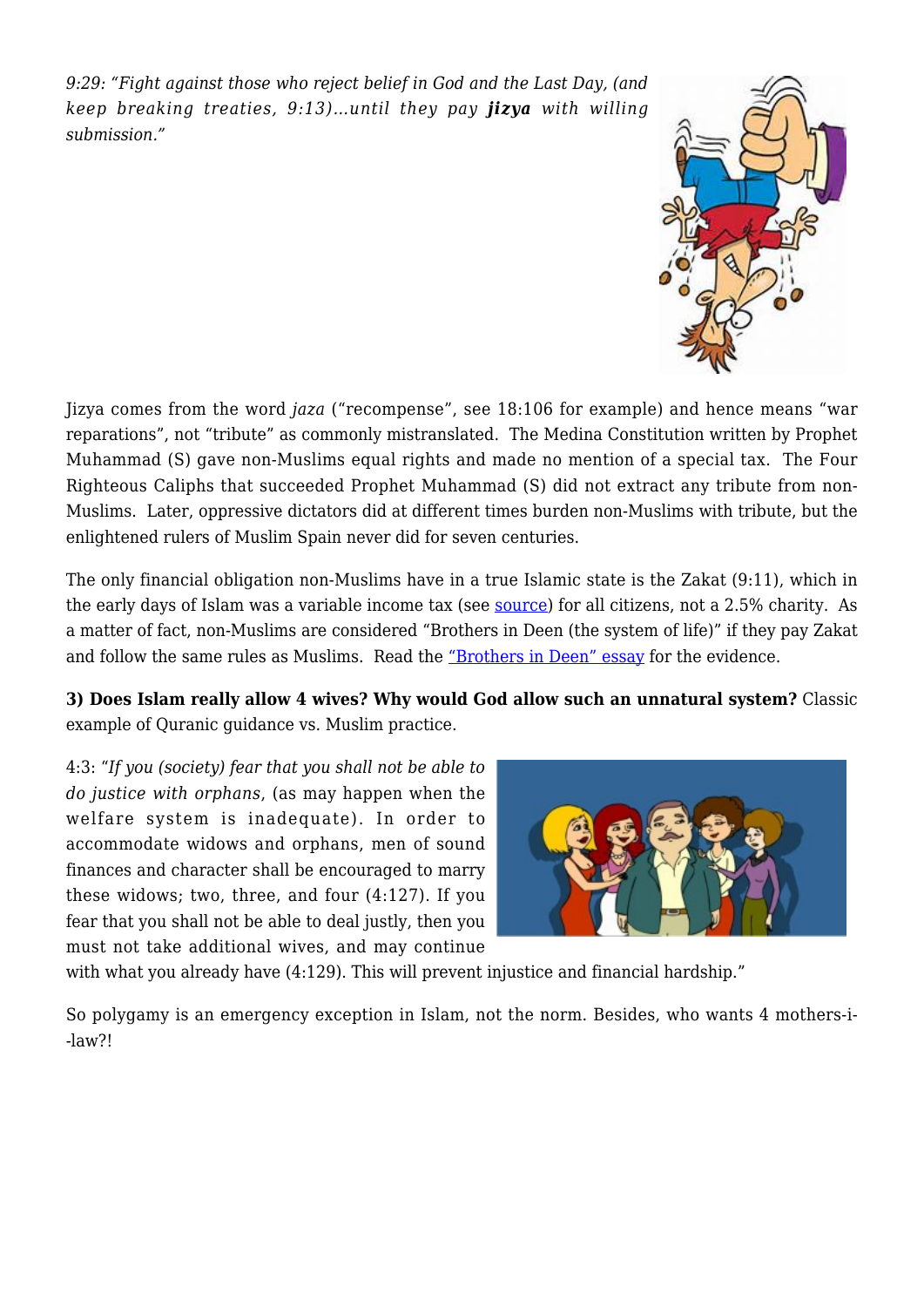*9:29: "Fight against those who reject belief in God and the Last Day, (and keep breaking treaties, 9:13)…until they pay **jizya** with willing submission."*

Jizya comes from the word *jaza* ("recompense", see 18:106 for example) and hence means "war reparations", not "tribute" as commonly mistranslated. The Medina Constitution written by Prophet Muhammad (S) gave non-Muslims equal rights and made no mention of a special tax. The Four Righteous Caliphs that succeeded Prophet Muhammad (S) did not extract any tribute from non-Muslims. Later, oppressive dictators did at different times burden non-Muslims with tribute, but the enlightened rulers of Muslim Spain never did for seven centuries.

The only financial obligation non-Muslims have in a true Islamic state is the Zakat (9:11), which in the early days of Islam was a variable income tax (see [source]) for all citizens, not a 2.5% charity. As a matter of fact, non-Muslims are considered "Brothers in Deen (the system of life)" if they pay Zakat and follow the same rules as Muslims. Read the ["Brothers in Deen" essay] for the evidence.

**3) Does Islam really allow 4 wives? Why would God allow such an unnatural system?** Classic example of Quranic guidance vs. Muslim practice.

4:3: "*If you (society) fear that you shall not be able to do justice with orphans*, (as may happen when the welfare system is inadequate). In order to accommodate widows and orphans, men of sound finances and character shall be encouraged to marry these widows; two, three, and four (4:127). If you fear that you shall not be able to deal justly, then you must not take additional wives, and may continue with what you already have (4:129). This will prevent injustice and financial hardship."

So polygamy is an emergency exception in Islam, not the norm. Besides, who wants 4 mothers-i--law?!